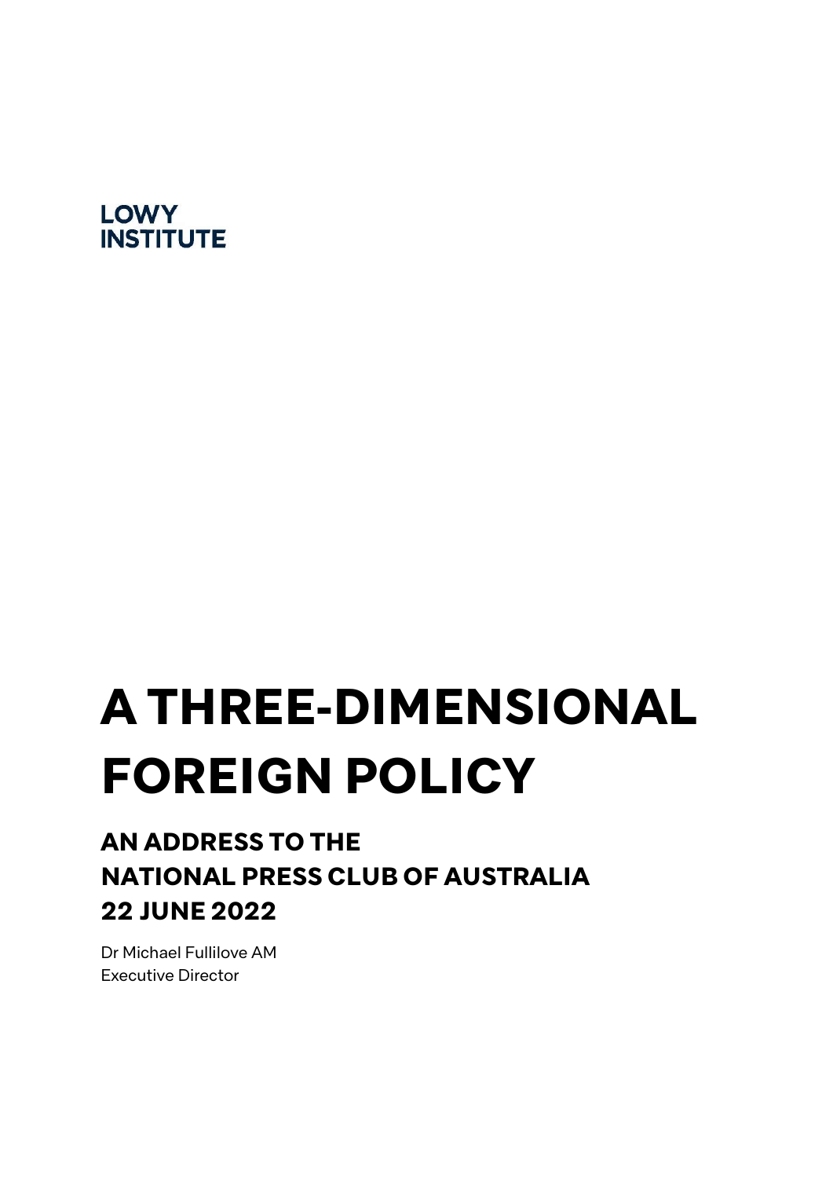LOWY INSTITUTE

# A THREE-DIMENSIONAL FOREIGN POLICY

## AN ADDRESS TO THE NATIONAL PRESS CLUB OF AUSTRALIA 22 JUNE 2022

Dr Michael Fullilove AM
Executive Director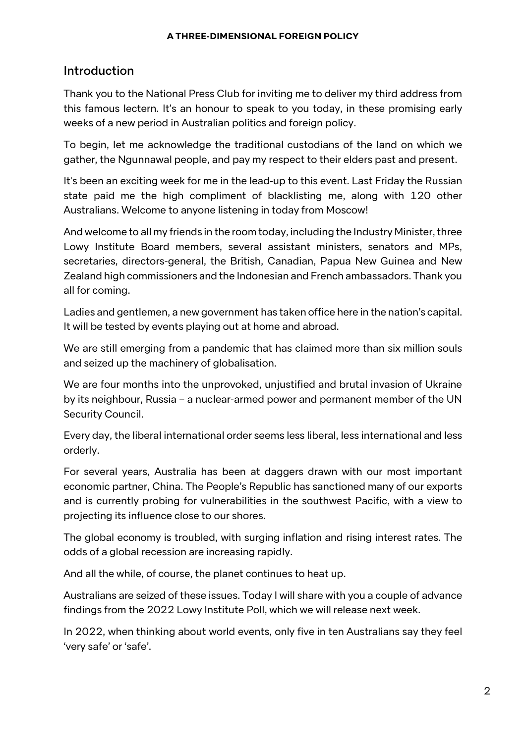## Introduction

Thank you to the National Press Club for inviting me to deliver my third address from this famous lectern. It's an honour to speak to you today, in these promising early weeks of a new period in Australian politics and foreign policy.

To begin, let me acknowledge the traditional custodians of the land on which we gather, the Ngunnawal people, and pay my respect to their elders past and present.

It's been an exciting week for me in the lead-up to this event. Last Friday the Russian state paid me the high compliment of blacklisting me, along with 120 other Australians. Welcome to anyone listening in today from Moscow!

And welcome to all my friends in the room today, including the Industry Minister, three Lowy Institute Board members, several assistant ministers, senators and MPs, secretaries, directors-general, the British, Canadian, Papua New Guinea and New Zealand high commissioners and the Indonesian and French ambassadors. Thank you all for coming.

Ladies and gentlemen, a new government has taken office here in the nation's capital. It will be tested by events playing out at home and abroad.

We are still emerging from a pandemic that has claimed more than six million souls and seized up the machinery of globalisation.

We are four months into the unprovoked, unjustified and brutal invasion of Ukraine by its neighbour, Russia – a nuclear-armed power and permanent member of the UN Security Council.

Every day, the liberal international order seems less liberal, less international and less orderly.

For several years, Australia has been at daggers drawn with our most important economic partner, China. The People's Republic has sanctioned many of our exports and is currently probing for vulnerabilities in the southwest Pacific, with a view to projecting its influence close to our shores.

The global economy is troubled, with surging inflation and rising interest rates. The odds of a global recession are increasing rapidly.

And all the while, of course, the planet continues to heat up.

Australians are seized of these issues. Today I will share with you a couple of advance findings from the 2022 Lowy Institute Poll, which we will release next week.

In 2022, when thinking about world events, only five in ten Australians say they feel 'very safe' or 'safe'.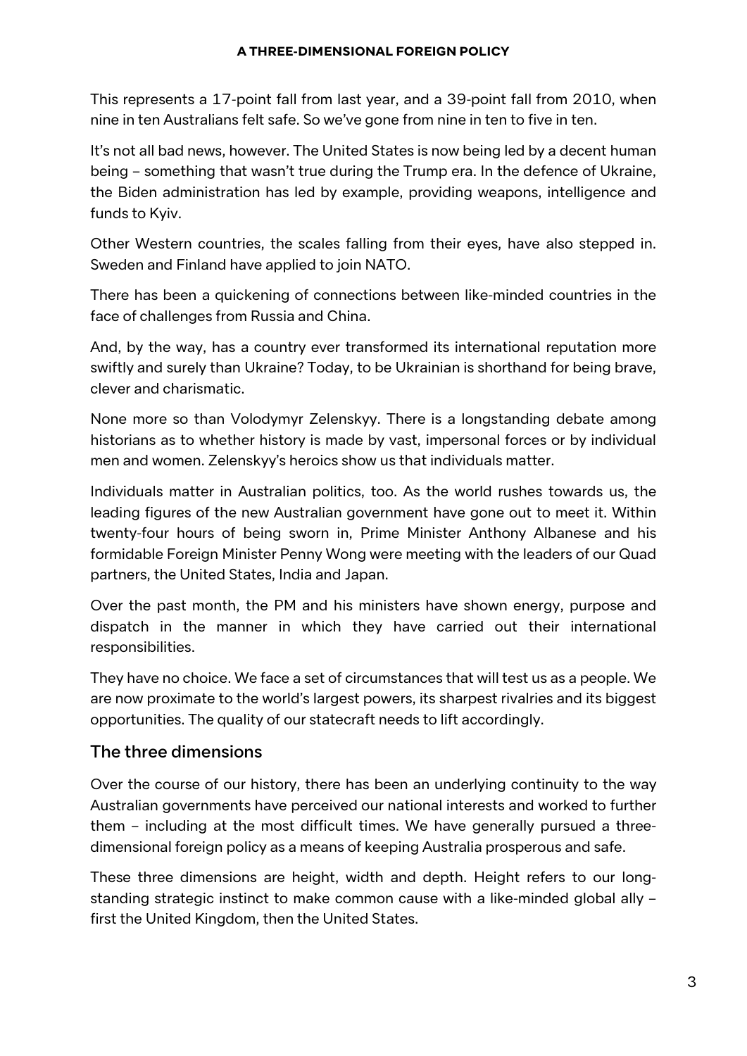This represents a 17-point fall from last year, and a 39-point fall from 2010, when nine in ten Australians felt safe. So we've gone from nine in ten to five in ten.

It's not all bad news, however. The United States is now being led by a decent human being – something that wasn't true during the Trump era. In the defence of Ukraine, the Biden administration has led by example, providing weapons, intelligence and funds to Kyiv.

Other Western countries, the scales falling from their eyes, have also stepped in. Sweden and Finland have applied to join NATO.

There has been a quickening of connections between like-minded countries in the face of challenges from Russia and China.

And, by the way, has a country ever transformed its international reputation more swiftly and surely than Ukraine? Today, to be Ukrainian is shorthand for being brave, clever and charismatic.

None more so than Volodymyr Zelenskyy. There is a longstanding debate among historians as to whether history is made by vast, impersonal forces or by individual men and women. Zelenskyy's heroics show us that individuals matter.

Individuals matter in Australian politics, too. As the world rushes towards us, the leading figures of the new Australian government have gone out to meet it. Within twenty-four hours of being sworn in, Prime Minister Anthony Albanese and his formidable Foreign Minister Penny Wong were meeting with the leaders of our Quad partners, the United States, India and Japan.

Over the past month, the PM and his ministers have shown energy, purpose and dispatch in the manner in which they have carried out their international responsibilities.

They have no choice. We face a set of circumstances that will test us as a people. We are now proximate to the world's largest powers, its sharpest rivalries and its biggest opportunities. The quality of our statecraft needs to lift accordingly.

## The three dimensions

Over the course of our history, there has been an underlying continuity to the way Australian governments have perceived our national interests and worked to further them – including at the most difficult times. We have generally pursued a three-dimensional foreign policy as a means of keeping Australia prosperous and safe.

These three dimensions are height, width and depth. Height refers to our long-standing strategic instinct to make common cause with a like-minded global ally – first the United Kingdom, then the United States.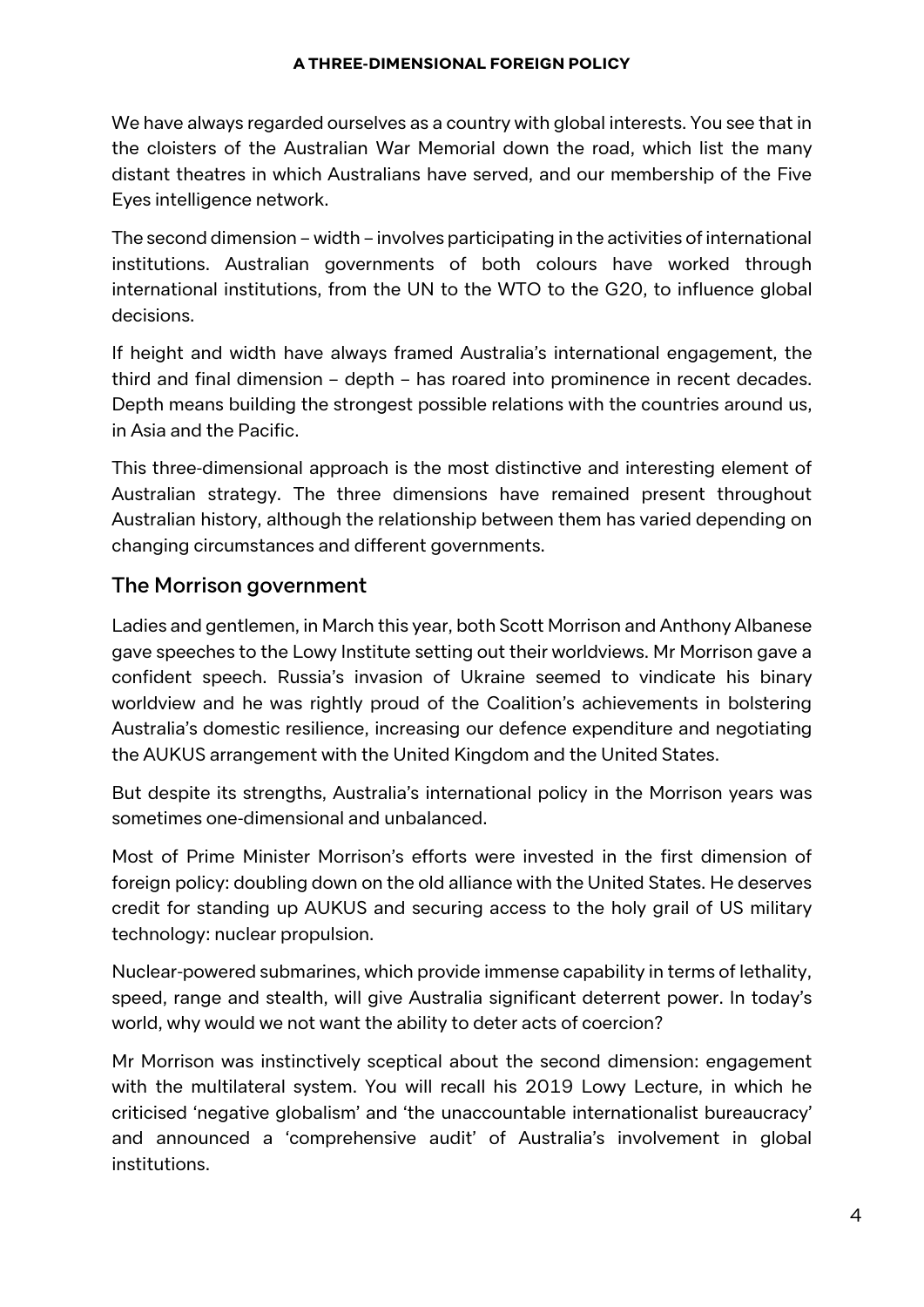We have always regarded ourselves as a country with global interests. You see that in the cloisters of the Australian War Memorial down the road, which list the many distant theatres in which Australians have served, and our membership of the Five Eyes intelligence network.

The second dimension – width – involves participating in the activities of international institutions. Australian governments of both colours have worked through international institutions, from the UN to the WTO to the G20, to influence global decisions.

If height and width have always framed Australia's international engagement, the third and final dimension – depth – has roared into prominence in recent decades. Depth means building the strongest possible relations with the countries around us, in Asia and the Pacific.

This three-dimensional approach is the most distinctive and interesting element of Australian strategy. The three dimensions have remained present throughout Australian history, although the relationship between them has varied depending on changing circumstances and different governments.

## The Morrison government

Ladies and gentlemen, in March this year, both Scott Morrison and Anthony Albanese gave speeches to the Lowy Institute setting out their worldviews. Mr Morrison gave a confident speech. Russia's invasion of Ukraine seemed to vindicate his binary worldview and he was rightly proud of the Coalition's achievements in bolstering Australia's domestic resilience, increasing our defence expenditure and negotiating the AUKUS arrangement with the United Kingdom and the United States.

But despite its strengths, Australia's international policy in the Morrison years was sometimes one-dimensional and unbalanced.

Most of Prime Minister Morrison's efforts were invested in the first dimension of foreign policy: doubling down on the old alliance with the United States. He deserves credit for standing up AUKUS and securing access to the holy grail of US military technology: nuclear propulsion.

Nuclear-powered submarines, which provide immense capability in terms of lethality, speed, range and stealth, will give Australia significant deterrent power. In today's world, why would we not want the ability to deter acts of coercion?

Mr Morrison was instinctively sceptical about the second dimension: engagement with the multilateral system. You will recall his 2019 Lowy Lecture, in which he criticised 'negative globalism' and 'the unaccountable internationalist bureaucracy' and announced a 'comprehensive audit' of Australia's involvement in global institutions.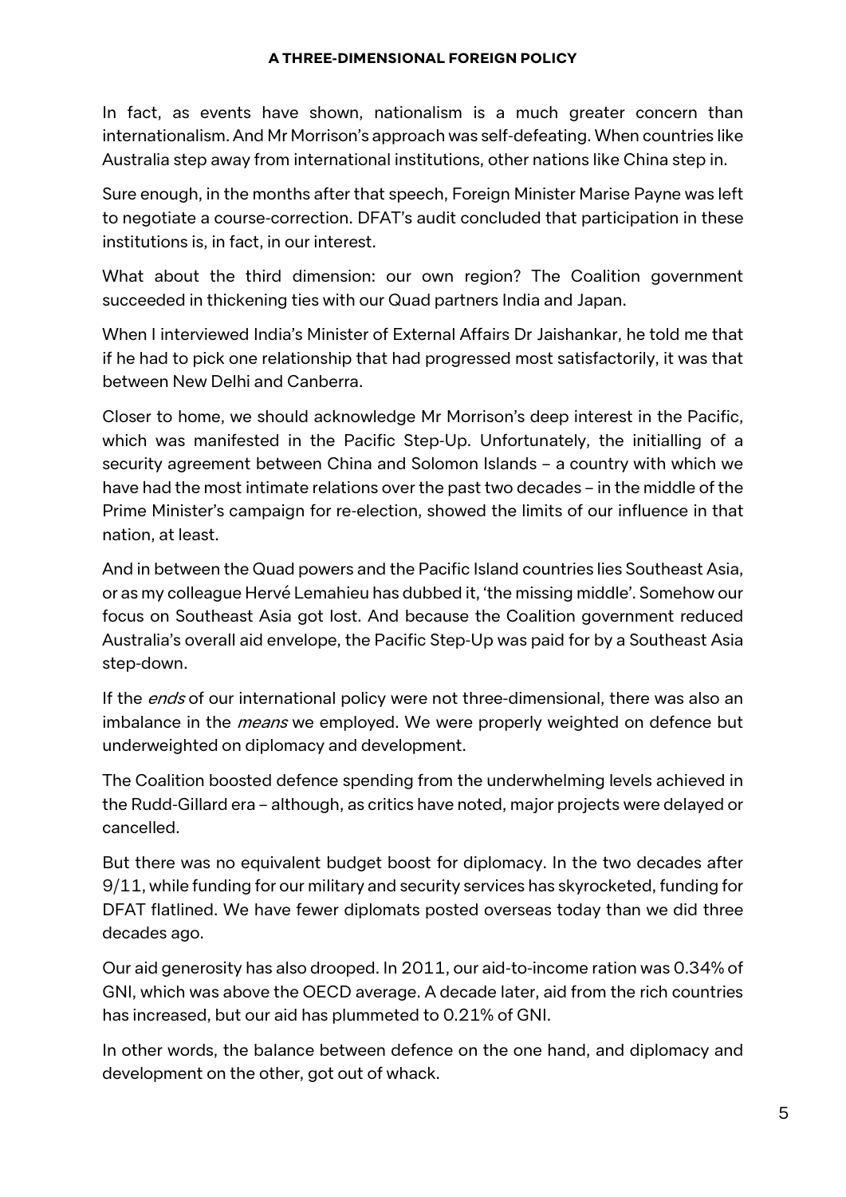In fact, as events have shown, nationalism is a much greater concern than internationalism. And Mr Morrison's approach was self-defeating. When countries like Australia step away from international institutions, other nations like China step in.

Sure enough, in the months after that speech, Foreign Minister Marise Payne was left to negotiate a course-correction. DFAT's audit concluded that participation in these institutions is, in fact, in our interest.

What about the third dimension: our own region? The Coalition government succeeded in thickening ties with our Quad partners India and Japan.

When I interviewed India's Minister of External Affairs Dr Jaishankar, he told me that if he had to pick one relationship that had progressed most satisfactorily, it was that between New Delhi and Canberra.

Closer to home, we should acknowledge Mr Morrison's deep interest in the Pacific, which was manifested in the Pacific Step-Up. Unfortunately, the initialling of a security agreement between China and Solomon Islands – a country with which we have had the most intimate relations over the past two decades – in the middle of the Prime Minister's campaign for re-election, showed the limits of our influence in that nation, at least.

And in between the Quad powers and the Pacific Island countries lies Southeast Asia, or as my colleague Hervé Lemahieu has dubbed it, 'the missing middle'. Somehow our focus on Southeast Asia got lost. And because the Coalition government reduced Australia's overall aid envelope, the Pacific Step-Up was paid for by a Southeast Asia step-down.

If the *ends* of our international policy were not three-dimensional, there was also an imbalance in the *means* we employed. We were properly weighted on defence but underweighted on diplomacy and development.

The Coalition boosted defence spending from the underwhelming levels achieved in the Rudd-Gillard era – although, as critics have noted, major projects were delayed or cancelled.

But there was no equivalent budget boost for diplomacy. In the two decades after 9/11, while funding for our military and security services has skyrocketed, funding for DFAT flatlined. We have fewer diplomats posted overseas today than we did three decades ago.

Our aid generosity has also drooped. In 2011, our aid-to-income ration was 0.34% of GNI, which was above the OECD average. A decade later, aid from the rich countries has increased, but our aid has plummeted to 0.21% of GNI.

In other words, the balance between defence on the one hand, and diplomacy and development on the other, got out of whack.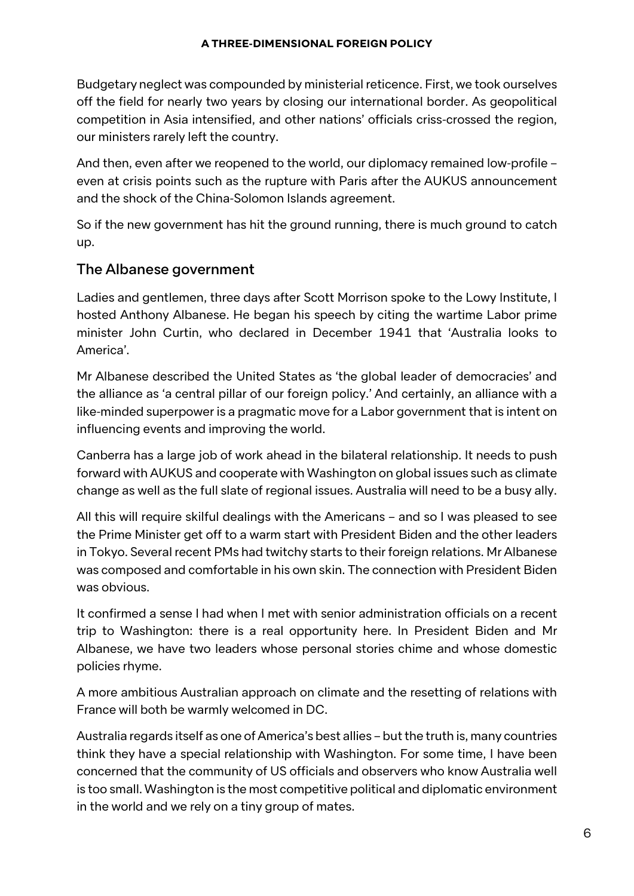Budgetary neglect was compounded by ministerial reticence. First, we took ourselves off the field for nearly two years by closing our international border. As geopolitical competition in Asia intensified, and other nations' officials criss-crossed the region, our ministers rarely left the country.

And then, even after we reopened to the world, our diplomacy remained low-profile – even at crisis points such as the rupture with Paris after the AUKUS announcement and the shock of the China-Solomon Islands agreement.

So if the new government has hit the ground running, there is much ground to catch up.

## The Albanese government

Ladies and gentlemen, three days after Scott Morrison spoke to the Lowy Institute, I hosted Anthony Albanese. He began his speech by citing the wartime Labor prime minister John Curtin, who declared in December 1941 that 'Australia looks to America'.

Mr Albanese described the United States as 'the global leader of democracies' and the alliance as 'a central pillar of our foreign policy.' And certainly, an alliance with a like-minded superpower is a pragmatic move for a Labor government that is intent on influencing events and improving the world.

Canberra has a large job of work ahead in the bilateral relationship. It needs to push forward with AUKUS and cooperate with Washington on global issues such as climate change as well as the full slate of regional issues. Australia will need to be a busy ally.

All this will require skilful dealings with the Americans – and so I was pleased to see the Prime Minister get off to a warm start with President Biden and the other leaders in Tokyo. Several recent PMs had twitchy starts to their foreign relations. Mr Albanese was composed and comfortable in his own skin. The connection with President Biden was obvious.

It confirmed a sense I had when I met with senior administration officials on a recent trip to Washington: there is a real opportunity here. In President Biden and Mr Albanese, we have two leaders whose personal stories chime and whose domestic policies rhyme.

A more ambitious Australian approach on climate and the resetting of relations with France will both be warmly welcomed in DC.

Australia regards itself as one of America's best allies – but the truth is, many countries think they have a special relationship with Washington. For some time, I have been concerned that the community of US officials and observers who know Australia well is too small. Washington is the most competitive political and diplomatic environment in the world and we rely on a tiny group of mates.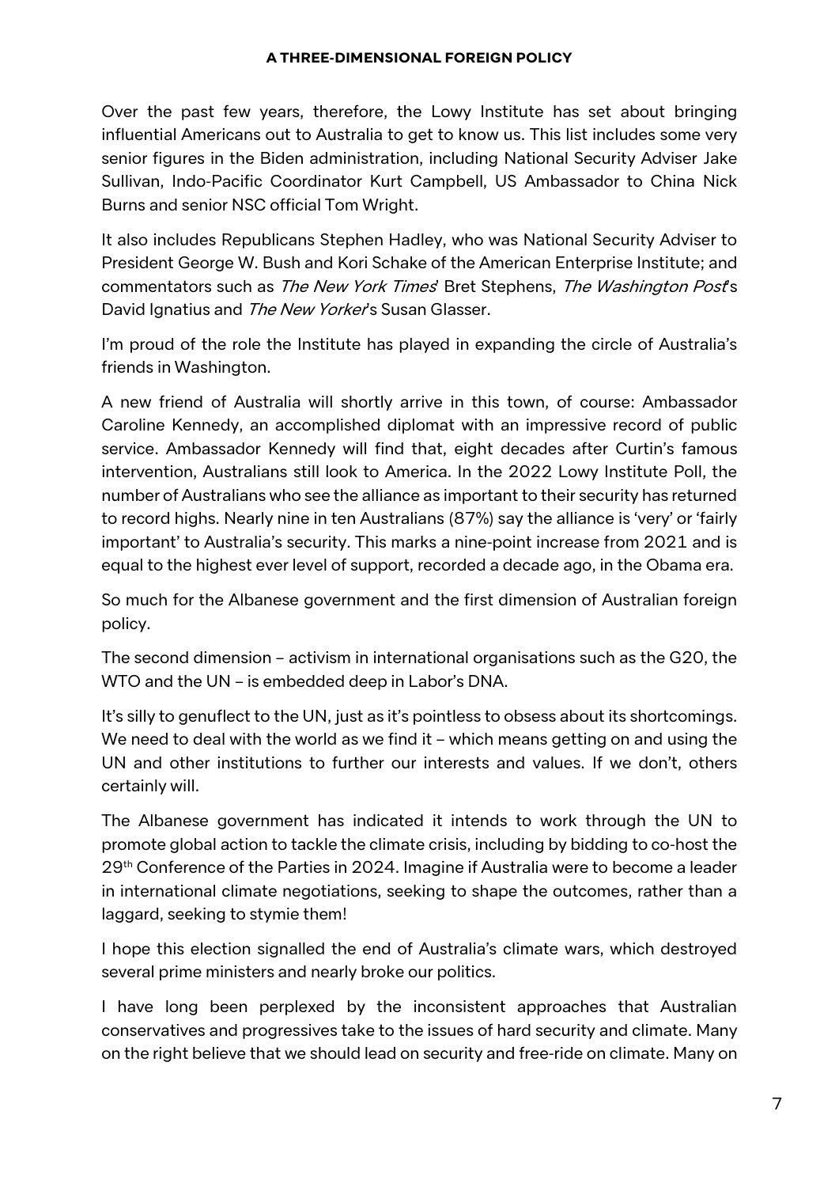Over the past few years, therefore, the Lowy Institute has set about bringing influential Americans out to Australia to get to know us. This list includes some very senior figures in the Biden administration, including National Security Adviser Jake Sullivan, Indo-Pacific Coordinator Kurt Campbell, US Ambassador to China Nick Burns and senior NSC official Tom Wright.

It also includes Republicans Stephen Hadley, who was National Security Adviser to President George W. Bush and Kori Schake of the American Enterprise Institute; and commentators such as *The New York Times*' Bret Stephens, *The Washington Post*'s David Ignatius and *The New Yorker*'s Susan Glasser.

I'm proud of the role the Institute has played in expanding the circle of Australia's friends in Washington.

A new friend of Australia will shortly arrive in this town, of course: Ambassador Caroline Kennedy, an accomplished diplomat with an impressive record of public service. Ambassador Kennedy will find that, eight decades after Curtin's famous intervention, Australians still look to America. In the 2022 Lowy Institute Poll, the number of Australians who see the alliance as important to their security has returned to record highs. Nearly nine in ten Australians (87%) say the alliance is 'very' or 'fairly important' to Australia's security. This marks a nine-point increase from 2021 and is equal to the highest ever level of support, recorded a decade ago, in the Obama era.

So much for the Albanese government and the first dimension of Australian foreign policy.

The second dimension – activism in international organisations such as the G20, the WTO and the UN – is embedded deep in Labor's DNA.

It's silly to genuflect to the UN, just as it's pointless to obsess about its shortcomings. We need to deal with the world as we find it – which means getting on and using the UN and other institutions to further our interests and values. If we don't, others certainly will.

The Albanese government has indicated it intends to work through the UN to promote global action to tackle the climate crisis, including by bidding to co-host the 29th Conference of the Parties in 2024. Imagine if Australia were to become a leader in international climate negotiations, seeking to shape the outcomes, rather than a laggard, seeking to stymie them!

I hope this election signalled the end of Australia's climate wars, which destroyed several prime ministers and nearly broke our politics.

I have long been perplexed by the inconsistent approaches that Australian conservatives and progressives take to the issues of hard security and climate. Many on the right believe that we should lead on security and free-ride on climate. Many on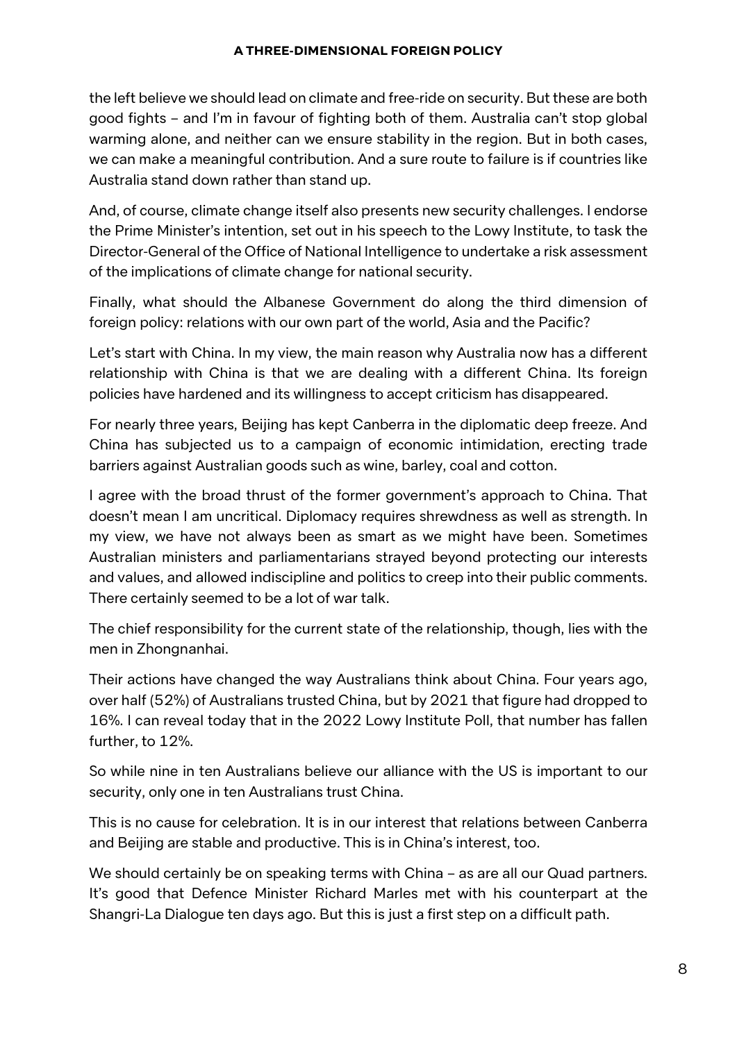the left believe we should lead on climate and free-ride on security. But these are both good fights – and I'm in favour of fighting both of them. Australia can't stop global warming alone, and neither can we ensure stability in the region. But in both cases, we can make a meaningful contribution. And a sure route to failure is if countries like Australia stand down rather than stand up.

And, of course, climate change itself also presents new security challenges. I endorse the Prime Minister's intention, set out in his speech to the Lowy Institute, to task the Director-General of the Office of National Intelligence to undertake a risk assessment of the implications of climate change for national security.

Finally, what should the Albanese Government do along the third dimension of foreign policy: relations with our own part of the world, Asia and the Pacific?

Let's start with China. In my view, the main reason why Australia now has a different relationship with China is that we are dealing with a different China. Its foreign policies have hardened and its willingness to accept criticism has disappeared.

For nearly three years, Beijing has kept Canberra in the diplomatic deep freeze. And China has subjected us to a campaign of economic intimidation, erecting trade barriers against Australian goods such as wine, barley, coal and cotton.

I agree with the broad thrust of the former government's approach to China. That doesn't mean I am uncritical. Diplomacy requires shrewdness as well as strength. In my view, we have not always been as smart as we might have been. Sometimes Australian ministers and parliamentarians strayed beyond protecting our interests and values, and allowed indiscipline and politics to creep into their public comments. There certainly seemed to be a lot of war talk.

The chief responsibility for the current state of the relationship, though, lies with the men in Zhongnanhai.

Their actions have changed the way Australians think about China. Four years ago, over half (52%) of Australians trusted China, but by 2021 that figure had dropped to 16%. I can reveal today that in the 2022 Lowy Institute Poll, that number has fallen further, to 12%.

So while nine in ten Australians believe our alliance with the US is important to our security, only one in ten Australians trust China.

This is no cause for celebration. It is in our interest that relations between Canberra and Beijing are stable and productive. This is in China's interest, too.

We should certainly be on speaking terms with China – as are all our Quad partners. It's good that Defence Minister Richard Marles met with his counterpart at the Shangri-La Dialogue ten days ago. But this is just a first step on a difficult path.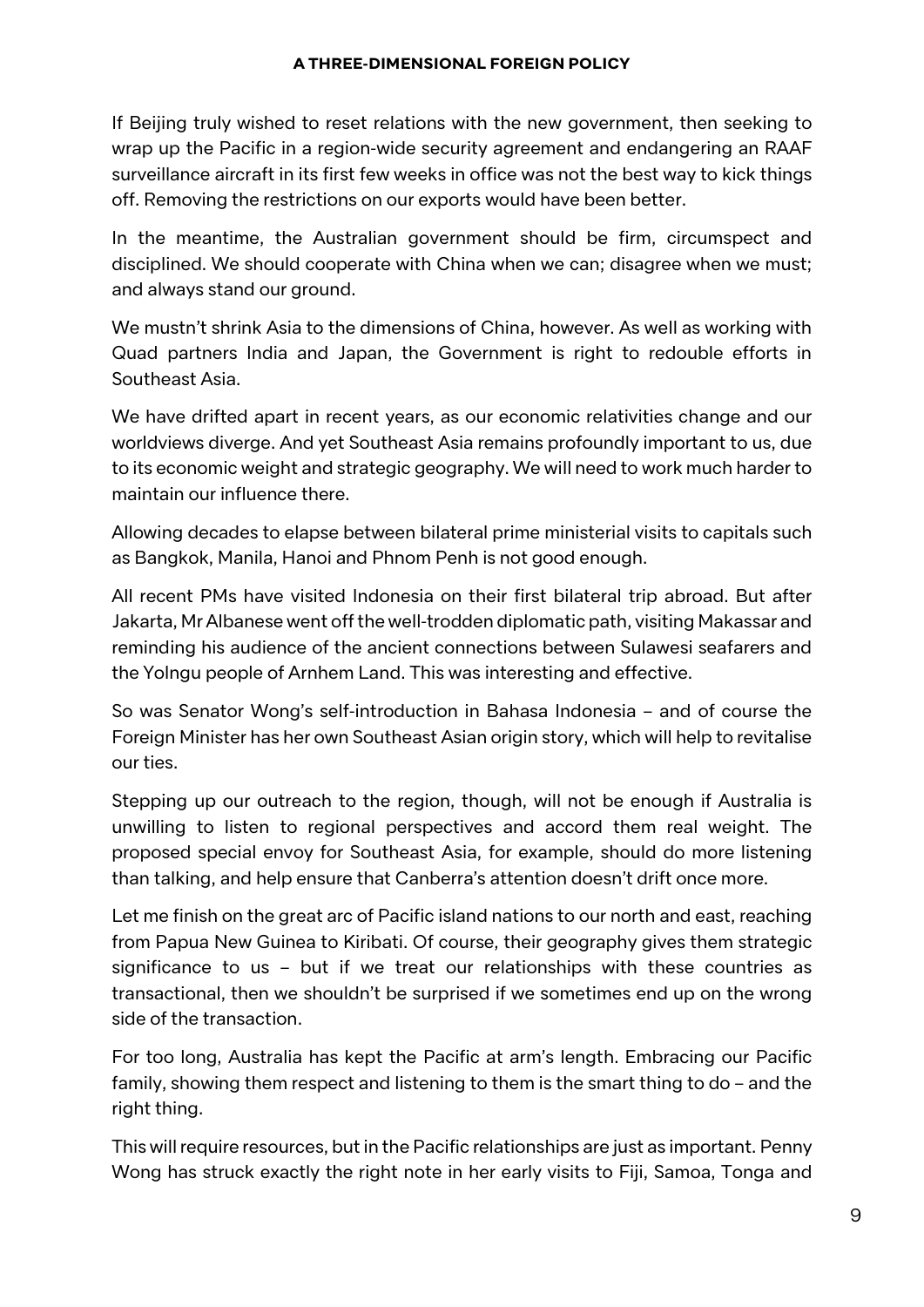If Beijing truly wished to reset relations with the new government, then seeking to wrap up the Pacific in a region-wide security agreement and endangering an RAAF surveillance aircraft in its first few weeks in office was not the best way to kick things off. Removing the restrictions on our exports would have been better.

In the meantime, the Australian government should be firm, circumspect and disciplined. We should cooperate with China when we can; disagree when we must; and always stand our ground.

We mustn't shrink Asia to the dimensions of China, however. As well as working with Quad partners India and Japan, the Government is right to redouble efforts in Southeast Asia.

We have drifted apart in recent years, as our economic relativities change and our worldviews diverge. And yet Southeast Asia remains profoundly important to us, due to its economic weight and strategic geography. We will need to work much harder to maintain our influence there.

Allowing decades to elapse between bilateral prime ministerial visits to capitals such as Bangkok, Manila, Hanoi and Phnom Penh is not good enough.

All recent PMs have visited Indonesia on their first bilateral trip abroad. But after Jakarta, Mr Albanese went off the well-trodden diplomatic path, visiting Makassar and reminding his audience of the ancient connections between Sulawesi seafarers and the Yolngu people of Arnhem Land. This was interesting and effective.

So was Senator Wong's self-introduction in Bahasa Indonesia – and of course the Foreign Minister has her own Southeast Asian origin story, which will help to revitalise our ties.

Stepping up our outreach to the region, though, will not be enough if Australia is unwilling to listen to regional perspectives and accord them real weight. The proposed special envoy for Southeast Asia, for example, should do more listening than talking, and help ensure that Canberra's attention doesn't drift once more.

Let me finish on the great arc of Pacific island nations to our north and east, reaching from Papua New Guinea to Kiribati. Of course, their geography gives them strategic significance to us – but if we treat our relationships with these countries as transactional, then we shouldn't be surprised if we sometimes end up on the wrong side of the transaction.

For too long, Australia has kept the Pacific at arm's length. Embracing our Pacific family, showing them respect and listening to them is the smart thing to do – and the right thing.

This will require resources, but in the Pacific relationships are just as important. Penny Wong has struck exactly the right note in her early visits to Fiji, Samoa, Tonga and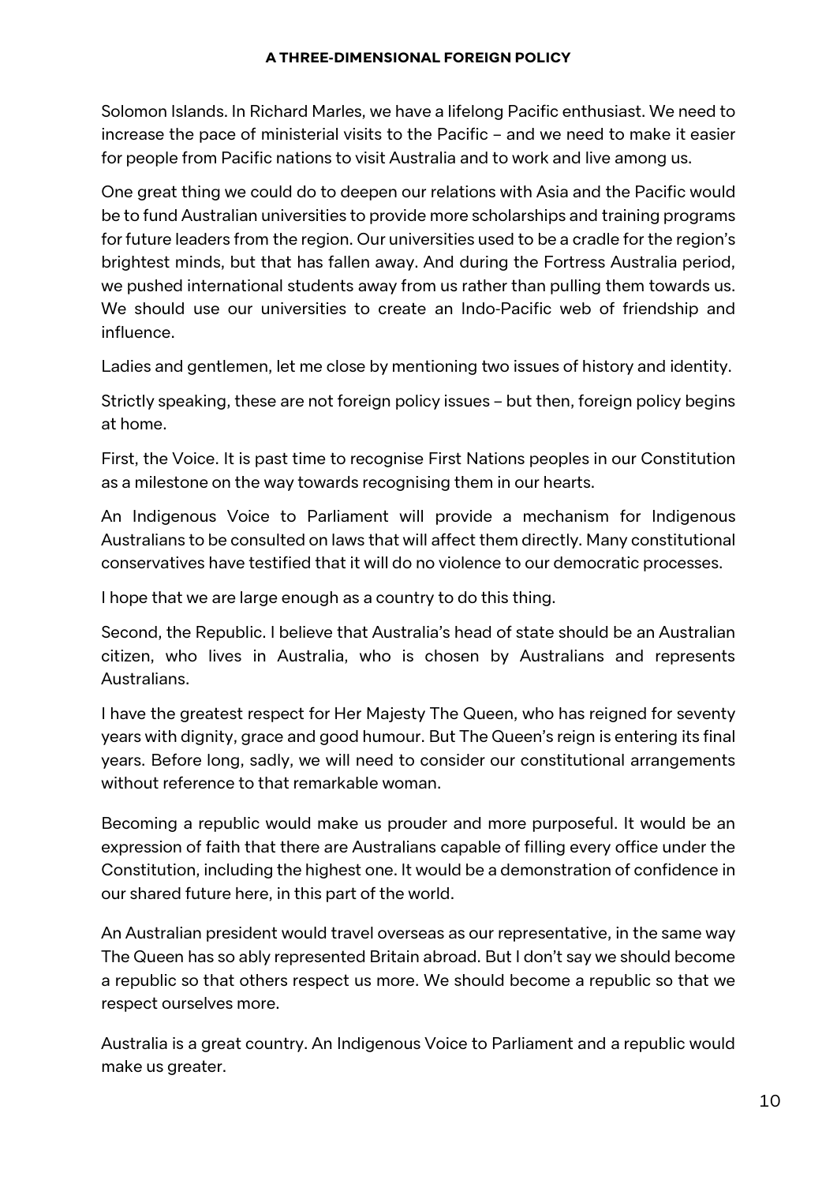Solomon Islands. In Richard Marles, we have a lifelong Pacific enthusiast. We need to increase the pace of ministerial visits to the Pacific – and we need to make it easier for people from Pacific nations to visit Australia and to work and live among us.

One great thing we could do to deepen our relations with Asia and the Pacific would be to fund Australian universities to provide more scholarships and training programs for future leaders from the region. Our universities used to be a cradle for the region's brightest minds, but that has fallen away. And during the Fortress Australia period, we pushed international students away from us rather than pulling them towards us. We should use our universities to create an Indo-Pacific web of friendship and influence.

Ladies and gentlemen, let me close by mentioning two issues of history and identity.

Strictly speaking, these are not foreign policy issues – but then, foreign policy begins at home.

First, the Voice. It is past time to recognise First Nations peoples in our Constitution as a milestone on the way towards recognising them in our hearts.

An Indigenous Voice to Parliament will provide a mechanism for Indigenous Australians to be consulted on laws that will affect them directly. Many constitutional conservatives have testified that it will do no violence to our democratic processes.

I hope that we are large enough as a country to do this thing.

Second, the Republic. I believe that Australia's head of state should be an Australian citizen, who lives in Australia, who is chosen by Australians and represents Australians.

I have the greatest respect for Her Majesty The Queen, who has reigned for seventy years with dignity, grace and good humour. But The Queen's reign is entering its final years. Before long, sadly, we will need to consider our constitutional arrangements without reference to that remarkable woman.

Becoming a republic would make us prouder and more purposeful. It would be an expression of faith that there are Australians capable of filling every office under the Constitution, including the highest one. It would be a demonstration of confidence in our shared future here, in this part of the world.

An Australian president would travel overseas as our representative, in the same way The Queen has so ably represented Britain abroad. But I don't say we should become a republic so that others respect us more. We should become a republic so that we respect ourselves more.

Australia is a great country. An Indigenous Voice to Parliament and a republic would make us greater.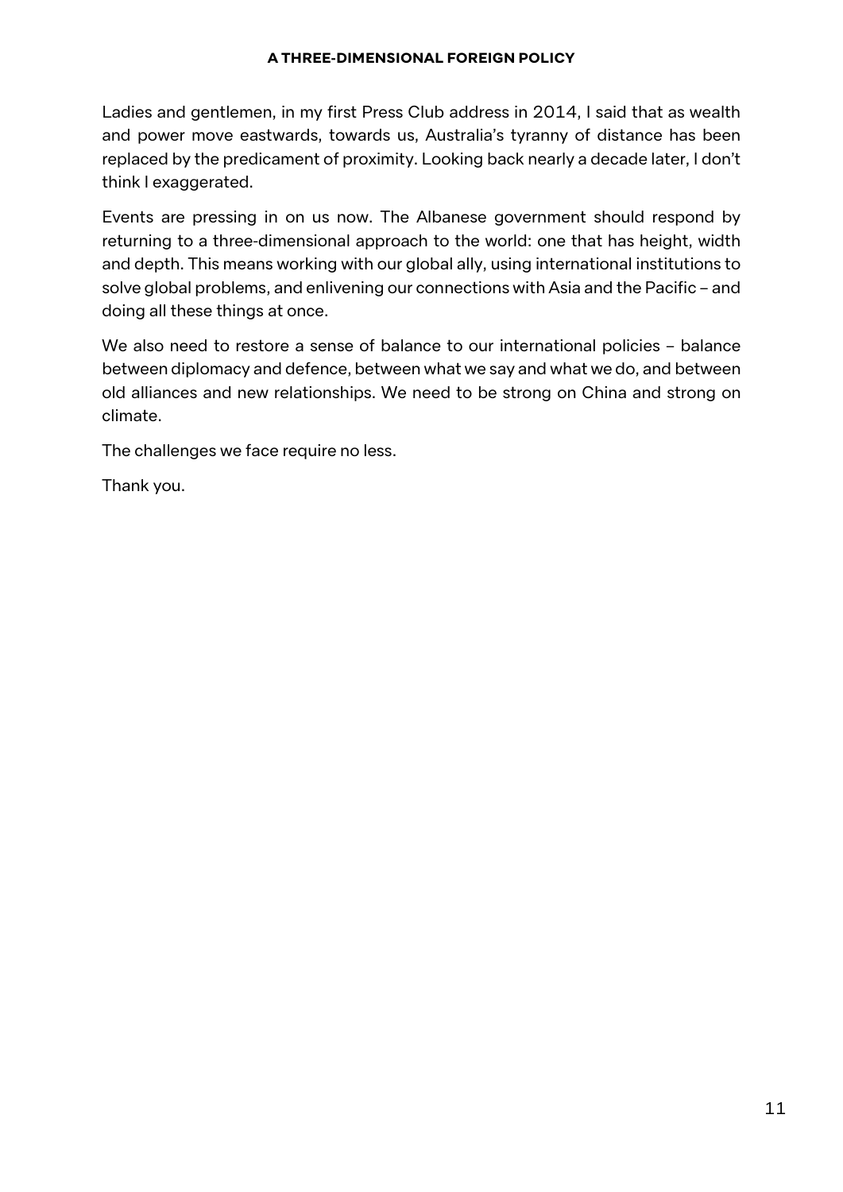Ladies and gentlemen, in my first Press Club address in 2014, I said that as wealth and power move eastwards, towards us, Australia's tyranny of distance has been replaced by the predicament of proximity. Looking back nearly a decade later, I don't think I exaggerated.

Events are pressing in on us now. The Albanese government should respond by returning to a three-dimensional approach to the world: one that has height, width and depth. This means working with our global ally, using international institutions to solve global problems, and enlivening our connections with Asia and the Pacific – and doing all these things at once.

We also need to restore a sense of balance to our international policies – balance between diplomacy and defence, between what we say and what we do, and between old alliances and new relationships. We need to be strong on China and strong on climate.

The challenges we face require no less.

Thank you.